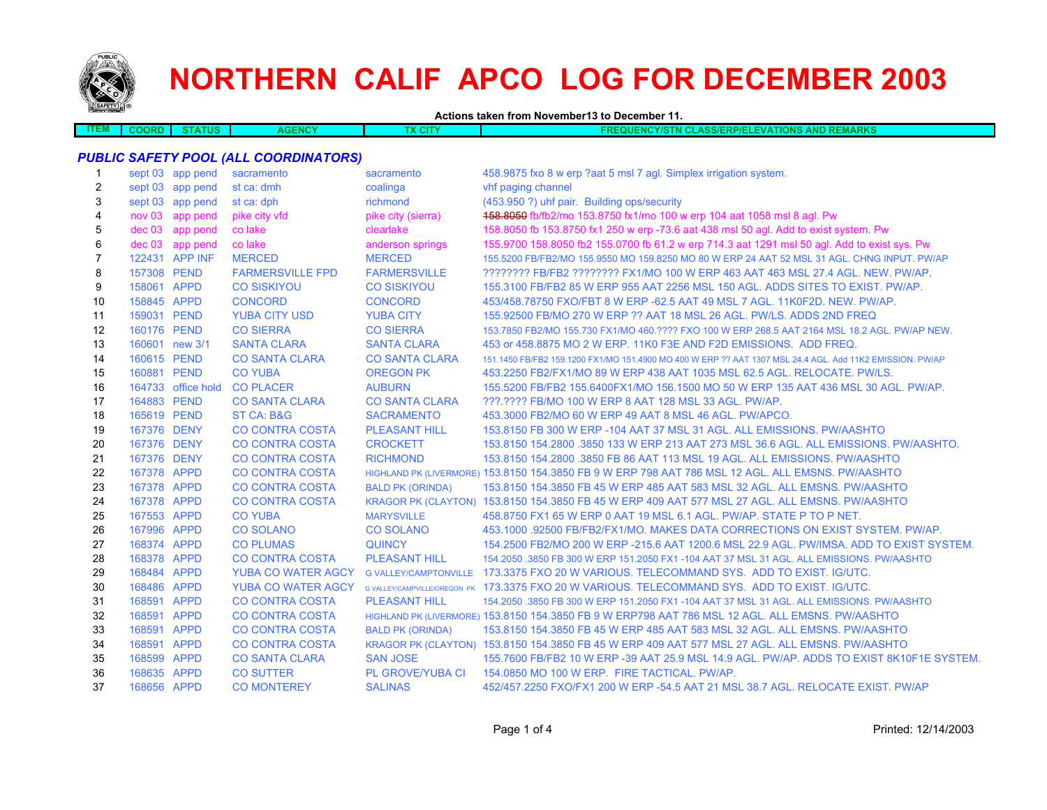# NORTHERN CALIF APCO LOG FOR DECEMBER 2003

**Actions taken from November13 to December 11.**

## *PUBLIC SAFETY POOL (ALL COORDINATORS)*

| ITEM | COORD | STATUS | AGENCY | TX CITY | FREQUENCY/STN CLASS/ERP/ELEVATIONS AND REMARKS |
|---|---|---|---|---|---|
| 1 | sept 03 | app pend | sacramento | sacramento | 458.9875 fxo 8 w erp ?aat 5 msl 7 agl. Simplex irrigation system. |
| 2 | sept 03 | app pend | st ca: dmh | coalinga | vhf paging channel |
| 3 | sept 03 | app pend | st ca: dph | richmond | (453.950 ?) uhf pair. Building ops/security |
| 4 | nov 03 | app pend | pike city vfd | pike city (sierra) | ~~158.8050~~ fb/fb2/mo 153.8750 fx1/mo 100 w erp 104 aat 1058 msl 8 agl. Pw |
| 5 | dec 03 | app pend | co lake | clearlake | 158.8050 fb 153.8750 fx1 250 w erp -73.6 aat 438 msl 50 agl. Add to exist system. Pw |
| 6 | dec 03 | app pend | co lake | anderson springs | 155.9700 158.8050 fb2 155.0700 fb 61.2 w erp 714.3 aat 1291 msl 50 agl. Add to exist sys. Pw |
| 7 | 122431 | APP INF | MERCED | MERCED | 155.5200 FB/FB2/MO 155.9550 MO 159.8250 MO 80 W ERP 24 AAT 52 MSL 31 AGL. CHNG INPUT. PW/AP |
| 8 | 157308 | PEND | FARMERSVILLE FPD | FARMERSVILLE | ???????? FB/FB2 ???????? FX1/MO 100 W ERP 463 AAT 463 MSL 27.4 AGL. NEW. PW/AP. |
| 9 | 158061 | APPD | CO SISKIYOU | CO SISKIYOU | 155.3100 FB/FB2 85 W ERP 955 AAT 2256 MSL 150 AGL. ADDS SITES TO EXIST. PW/AP. |
| 10 | 158845 | APPD | CONCORD | CONCORD | 453/458.78750 FXO/FBT 8 W ERP -62.5 AAT 49 MSL 7 AGL. 11K0F2D. NEW. PW/AP. |
| 11 | 159031 | PEND | YUBA CITY USD | YUBA CITY | 155.92500 FB/MO 270 W ERP ?? AAT 18 MSL 26 AGL. PW/LS. ADDS 2ND FREQ |
| 12 | 160176 | PEND | CO SIERRA | CO SIERRA | 153.7850 FB2/MO 155.730 FX1/MO 460.???? FXO 100 W ERP 268.5 AAT 2164 MSL 18.2 AGL. PW/AP NEW. |
| 13 | 160601 | new 3/1 | SANTA CLARA | SANTA CLARA | 453 or 458.8875 MO 2 W ERP. 11K0 F3E AND F2D EMISSIONS. ADD FREQ. |
| 14 | 160615 | PEND | CO SANTA CLARA | CO SANTA CLARA | 151.1450 FB/FB2 159.1200 FX1/MO 151.4900 MO 400 W ERP ?? AAT 1307 MSL 24.4 AGL. Add 11K2 EMISSION. PW/AP |
| 15 | 160881 | PEND | CO YUBA | OREGON PK | 453.2250 FB2/FX1/MO 89 W ERP 438 AAT 1035 MSL 62.5 AGL. RELOCATE. PW/LS. |
| 16 | 164733 | office hold | CO PLACER | AUBURN | 155.5200 FB/FB2 155.6400FX1/MO 156.1500 MO 50 W ERP 135 AAT 436 MSL 30 AGL. PW/AP. |
| 17 | 164883 | PEND | CO SANTA CLARA | CO SANTA CLARA | ???.???? FB/MO 100 W ERP 8 AAT 128 MSL 33 AGL. PW/AP. |
| 18 | 165619 | PEND | ST CA: B&G | SACRAMENTO | 453.3000 FB2/MO 60 W ERP 49 AAT 8 MSL 46 AGL. PW/APCO. |
| 19 | 167376 | DENY | CO CONTRA COSTA | PLEASANT HILL | 153.8150 FB 300 W ERP -104 AAT 37 MSL 31 AGL. ALL EMISSIONS. PW/AASHTO |
| 20 | 167376 | DENY | CO CONTRA COSTA | CROCKETT | 153.8150 154.2800 .3850 133 W ERP 213 AAT 273 MSL 36.6 AGL. ALL EMISSIONS. PW/AASHTO. |
| 21 | 167376 | DENY | CO CONTRA COSTA | RICHMOND | 153.8150 154.2800 .3850 FB 86 AAT 113 MSL 19 AGL. ALL EMISSIONS. PW/AASHTO |
| 22 | 167378 | APPD | CO CONTRA COSTA | HIGHLAND PK (LIVERMORE) | 153.8150 154.3850 FB 9 W ERP 798 AAT 786 MSL 12 AGL. ALL EMSNS. PW/AASHTO |
| 23 | 167378 | APPD | CO CONTRA COSTA | BALD PK (ORINDA) | 153.8150 154.3850 FB 45 W ERP 485 AAT 583 MSL 32 AGL. ALL EMSNS. PW/AASHTO |
| 24 | 167378 | APPD | CO CONTRA COSTA | KRAGOR PK (CLAYTON) | 153.8150 154.3850 FB 45 W ERP 409 AAT 577 MSL 27 AGL. ALL EMSNS. PW/AASHTO |
| 25 | 167553 | APPD | CO YUBA | MARYSVILLE | 458.8750 FX1 65 W ERP 0 AAT 19 MSL 6.1 AGL. PW/AP. STATE P TO P NET. |
| 26 | 167996 | APPD | CO SOLANO | CO SOLANO | 453.1000 .92500 FB/FB2/FX1/MO. MAKES DATA CORRECTIONS ON EXIST SYSTEM. PW/AP. |
| 27 | 168374 | APPD | CO PLUMAS | QUINCY | 154.2500 FB2/MO 200 W ERP -215.6 AAT 1200.6 MSL 22.9 AGL. PW/IMSA. ADD TO EXIST SYSTEM. |
| 28 | 168378 | APPD | CO CONTRA COSTA | PLEASANT HILL | 154.2050 .3850 FB 300 W ERP 151.2050 FX1 -104 AAT 37 MSL 31 AGL. ALL EMISSIONS. PW/AASHTO |
| 29 | 168484 | APPD | YUBA CO WATER AGCY | G VALLEY/CAMPTONVILLE | 173.3375 FXO 20 W VARIOUS. TELECOMMAND SYS. ADD TO EXIST. IG/UTC. |
| 30 | 168486 | APPD | YUBA CO WATER AGCY | G VALLEY/CAMPVILLE/OREGON PK | 173.3375 FXO 20 W VARIOUS. TELECOMMAND SYS. ADD TO EXIST. IG/UTC. |
| 31 | 168591 | APPD | CO CONTRA COSTA | PLEASANT HILL | 154.2050 .3850 FB 300 W ERP 151.2050 FX1 -104 AAT 37 MSL 31 AGL. ALL EMISSIONS. PW/AASHTO |
| 32 | 168591 | APPD | CO CONTRA COSTA | HIGHLAND PK (LIVERMORE) | 153.8150 154.3850 FB 9 W ERP798 AAT 786 MSL 12 AGL. ALL EMSNS. PW/AASHTO |
| 33 | 168591 | APPD | CO CONTRA COSTA | BALD PK (ORINDA) | 153.8150 154.3850 FB 45 W ERP 485 AAT 583 MSL 32 AGL. ALL EMSNS. PW/AASHTO |
| 34 | 168591 | APPD | CO CONTRA COSTA | KRAGOR PK (CLAYTON) | 153.8150 154.3850 FB 45 W ERP 409 AAT 577 MSL 27 AGL. ALL EMSNS. PW/AASHTO |
| 35 | 168599 | APPD | CO SANTA CLARA | SAN JOSE | 155.7600 FB/FB2 10 W ERP -39 AAT 25.9 MSL 14.9 AGL. PW/AP. ADDS TO EXIST 8K10F1E SYSTEM. |
| 36 | 168635 | APPD | CO SUTTER | PL GROVE/YUBA CI | 154.0850 MO 100 W ERP. FIRE TACTICAL. PW/AP. |
| 37 | 168656 | APPD | CO MONTEREY | SALINAS | 452/457.2250 FXO/FX1 200 W ERP -54.5 AAT 21 MSL 38.7 AGL. RELOCATE EXIST. PW/AP |

Printed: 12/14/2003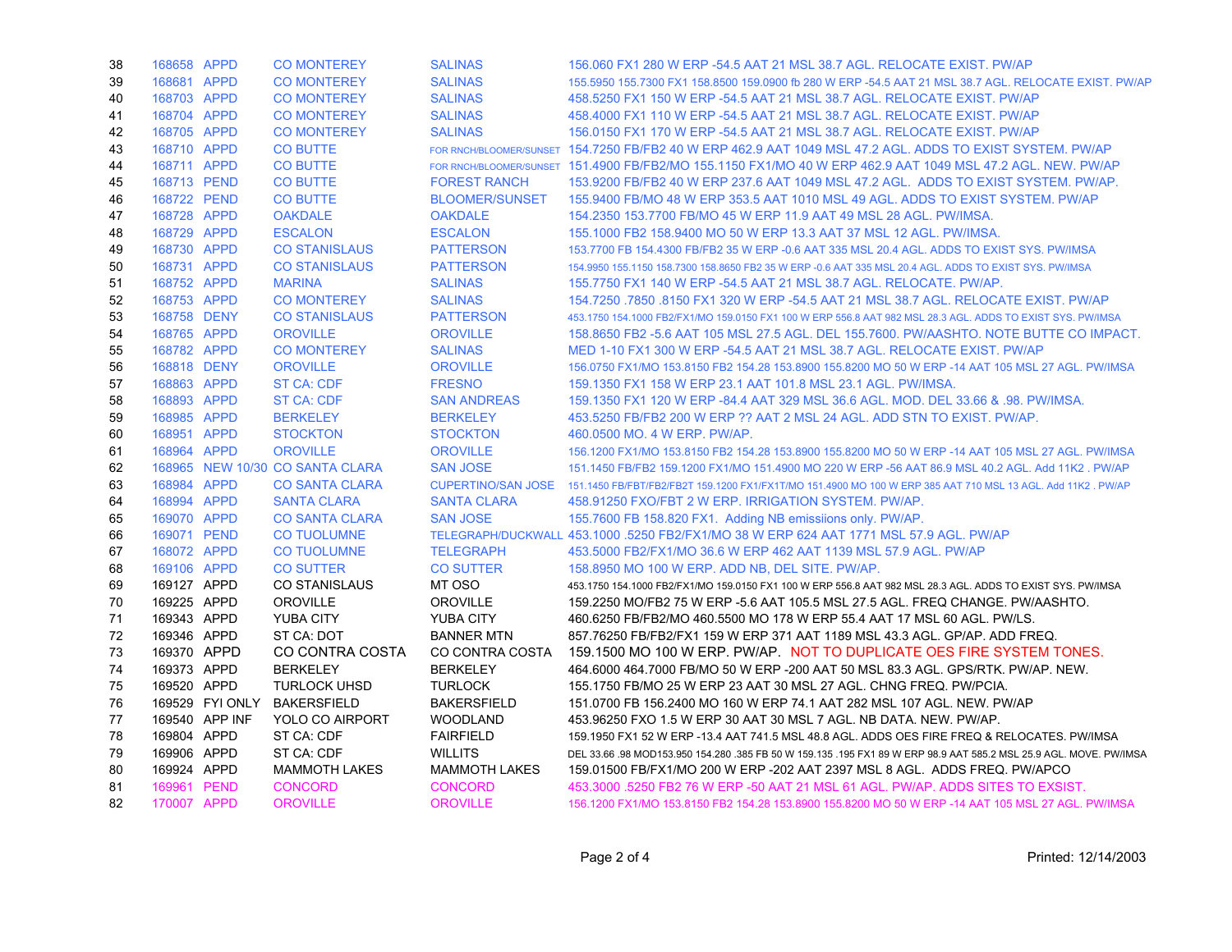| | | | | | |
|---|---|---|---|---|---|
| 38 | 168658 | APPD | CO MONTEREY | SALINAS | 156.060 FX1 280 W ERP -54.5 AAT 21 MSL 38.7 AGL. RELOCATE EXIST. PW/AP |
| 39 | 168681 | APPD | CO MONTEREY | SALINAS | 155.5950 155.7300 FX1 158.8500 159.0900 fb 280 W ERP -54.5 AAT 21 MSL 38.7 AGL. RELOCATE EXIST. PW/AP |
| 40 | 168703 | APPD | CO MONTEREY | SALINAS | 458.5250 FX1 150 W ERP -54.5 AAT 21 MSL 38.7 AGL. RELOCATE EXIST. PW/AP |
| 41 | 168704 | APPD | CO MONTEREY | SALINAS | 458.4000 FX1 110 W ERP -54.5 AAT 21 MSL 38.7 AGL. RELOCATE EXIST. PW/AP |
| 42 | 168705 | APPD | CO MONTEREY | SALINAS | 156.0150 FX1 170 W ERP -54.5 AAT 21 MSL 38.7 AGL. RELOCATE EXIST. PW/AP |
| 43 | 168710 | APPD | CO BUTTE | FOR RNCH/BLOOMER/SUNSET | 154.7250 FB/FB2 40 W ERP 462.9 AAT 1049 MSL 47.2 AGL. ADDS TO EXIST SYSTEM. PW/AP |
| 44 | 168711 | APPD | CO BUTTE | FOR RNCH/BLOOMER/SUNSET | 151.4900 FB/FB2/MO 155.1150 FX1/MO 40 W ERP 462.9 AAT 1049 MSL 47.2 AGL. NEW. PW/AP |
| 45 | 168713 | PEND | CO BUTTE | FOREST RANCH | 153.9200 FB/FB2 40 W ERP 237.6 AAT 1049 MSL 47.2 AGL. ADDS TO EXIST SYSTEM. PW/AP. |
| 46 | 168722 | PEND | CO BUTTE | BLOOMER/SUNSET | 155.9400 FB/MO 48 W ERP 353.5 AAT 1010 MSL 49 AGL. ADDS TO EXIST SYSTEM. PW/AP |
| 47 | 168728 | APPD | OAKDALE | OAKDALE | 154.2350 153.7700 FB/MO 45 W ERP 11.9 AAT 49 MSL 28 AGL. PW/IMSA. |
| 48 | 168729 | APPD | ESCALON | ESCALON | 155.1000 FB2 158.9400 MO 50 W ERP 13.3 AAT 37 MSL 12 AGL. PW/IMSA. |
| 49 | 168730 | APPD | CO STANISLAUS | PATTERSON | 153.7700 FB 154.4300 FB/FB2 35 W ERP -0.6 AAT 335 MSL 20.4 AGL. ADDS TO EXIST SYS. PW/IMSA |
| 50 | 168731 | APPD | CO STANISLAUS | PATTERSON | 154.9950 155.1150 158.7300 158.8650 FB2 35 W ERP -0.6 AAT 335 MSL 20.4 AGL. ADDS TO EXIST SYS. PW/IMSA |
| 51 | 168752 | APPD | MARINA | SALINAS | 155.7750 FX1 140 W ERP -54.5 AAT 21 MSL 38.7 AGL. RELOCATE. PW/AP. |
| 52 | 168753 | APPD | CO MONTEREY | SALINAS | 154.7250 .7850 .8150 FX1 320 W ERP -54.5 AAT 21 MSL 38.7 AGL. RELOCATE EXIST. PW/AP |
| 53 | 168758 | DENY | CO STANISLAUS | PATTERSON | 453.1750 154.1000 FB2/FX1/MO 159.0150 FX1 100 W ERP 556.8 AAT 982 MSL 28.3 AGL. ADDS TO EXIST SYS. PW/IMSA |
| 54 | 168765 | APPD | OROVILLE | OROVILLE | 158.8650 FB2 -5.6 AAT 105 MSL 27.5 AGL. DEL 155.7600. PW/AASHTO. NOTE BUTTE CO IMPACT. |
| 55 | 168782 | APPD | CO MONTEREY | SALINAS | MED 1-10 FX1 300 W ERP -54.5 AAT 21 MSL 38.7 AGL. RELOCATE EXIST. PW/AP |
| 56 | 168818 | DENY | OROVILLE | OROVILLE | 156.0750 FX1/MO 153.8150 FB2 154.28 153.8900 155.8200 MO 50 W ERP -14 AAT 105 MSL 27 AGL. PW/IMSA |
| 57 | 168863 | APPD | ST CA: CDF | FRESNO | 159.1350 FX1 158 W ERP 23.1 AAT 101.8 MSL 23.1 AGL. PW/IMSA. |
| 58 | 168893 | APPD | ST CA: CDF | SAN ANDREAS | 159.1350 FX1 120 W ERP -84.4 AAT 329 MSL 36.6 AGL. MOD. DEL 33.66 & .98. PW/IMSA. |
| 59 | 168985 | APPD | BERKELEY | BERKELEY | 453.5250 FB/FB2 200 W ERP ?? AAT 2 MSL 24 AGL. ADD STN TO EXIST. PW/AP. |
| 60 | 168951 | APPD | STOCKTON | STOCKTON | 460.0500 MO. 4 W ERP. PW/AP. |
| 61 | 168964 | APPD | OROVILLE | OROVILLE | 156.1200 FX1/MO 153.8150 FB2 154.28 153.8900 155.8200 MO 50 W ERP -14 AAT 105 MSL 27 AGL. PW/IMSA |
| 62 | 168965 | NEW 10/30 | CO SANTA CLARA | SAN JOSE | 151.1450 FB/FB2 159.1200 FX1/MO 151.4900 MO 220 W ERP -56 AAT 86.9 MSL 40.2 AGL. Add 11K2 . PW/AP |
| 63 | 168984 | APPD | CO SANTA CLARA | CUPERTINO/SAN JOSE | 151.1450 FB/FBT/FB2/FB2T 159.1200 FX1/FX1T/MO 151.4900 MO 100 W ERP 385 AAT 710 MSL 13 AGL. Add 11K2 . PW/AP |
| 64 | 168994 | APPD | SANTA CLARA | SANTA CLARA | 458.91250 FXO/FBT 2 W ERP. IRRIGATION SYSTEM. PW/AP. |
| 65 | 169070 | APPD | CO SANTA CLARA | SAN JOSE | 155.7600 FB 158.820 FX1. Adding NB emissiions only. PW/AP. |
| 66 | 169071 | PEND | CO TUOLUMNE | TELEGRAPH/DUCKWALL | 453.1000 .5250 FB2/FX1/MO 38 W ERP 624 AAT 1771 MSL 57.9 AGL. PW/AP |
| 67 | 168072 | APPD | CO TUOLUMNE | TELEGRAPH | 453.5000 FB2/FX1/MO 36.6 W ERP 462 AAT 1139 MSL 57.9 AGL. PW/AP |
| 68 | 169106 | APPD | CO SUTTER | CO SUTTER | 158.8950 MO 100 W ERP. ADD NB, DEL SITE. PW/AP. |
| 69 | 169127 | APPD | CO STANISLAUS | MT OSO | 453.1750 154.1000 FB2/FX1/MO 159.0150 FX1 100 W ERP 556.8 AAT 982 MSL 28.3 AGL. ADDS TO EXIST SYS. PW/IMSA |
| 70 | 169225 | APPD | OROVILLE | OROVILLE | 159.2250 MO/FB2 75 W ERP -5.6 AAT 105.5 MSL 27.5 AGL. FREQ CHANGE. PW/AASHTO. |
| 71 | 169343 | APPD | YUBA CITY | YUBA CITY | 460.6250 FB/FB2/MO 460.5500 MO 178 W ERP 55.4 AAT 17 MSL 60 AGL. PW/LS. |
| 72 | 169346 | APPD | ST CA: DOT | BANNER MTN | 857.76250 FB/FB2/FX1 159 W ERP 371 AAT 1189 MSL 43.3 AGL. GP/AP. ADD FREQ. |
| 73 | 169370 | APPD | CO CONTRA COSTA | CO CONTRA COSTA | 159.1500 MO 100 W ERP. PW/AP. NOT TO DUPLICATE OES FIRE SYSTEM TONES. |
| 74 | 169373 | APPD | BERKELEY | BERKELEY | 464.6000 464.7000 FB/MO 50 W ERP -200 AAT 50 MSL 83.3 AGL. GPS/RTK. PW/AP. NEW. |
| 75 | 169520 | APPD | TURLOCK UHSD | TURLOCK | 155.1750 FB/MO 25 W ERP 23 AAT 30 MSL 27 AGL. CHNG FREQ. PW/PCIA. |
| 76 | 169529 | FYI ONLY | BAKERSFIELD | BAKERSFIELD | 151.0700 FB 156.2400 MO 160 W ERP 74.1 AAT 282 MSL 107 AGL. NEW. PW/AP |
| 77 | 169540 | APP INF | YOLO CO AIRPORT | WOODLAND | 453.96250 FXO 1.5 W ERP 30 AAT 30 MSL 7 AGL. NB DATA. NEW. PW/AP. |
| 78 | 169804 | APPD | ST CA: CDF | FAIRFIELD | 159.1950 FX1 52 W ERP -13.4 AAT 741.5 MSL 48.8 AGL. ADDS OES FIRE FREQ & RELOCATES. PW/IMSA |
| 79 | 169906 | APPD | ST CA: CDF | WILLITS | DEL 33.66 .98 MOD153.950 154.280 .385 FB 50 W 159.135 .195 FX1 89 W ERP 98.9 AAT 585.2 MSL 25.9 AGL. MOVE. PW/IMSA |
| 80 | 169924 | APPD | MAMMOTH LAKES | MAMMOTH LAKES | 159.01500 FB/FX1/MO 200 W ERP -202 AAT 2397 MSL 8 AGL. ADDS FREQ. PW/APCO |
| 81 | 169961 | PEND | CONCORD | CONCORD | 453.3000 .5250 FB2 76 W ERP -50 AAT 21 MSL 61 AGL. PW/AP. ADDS SITES TO EXSIST. |
| 82 | 170007 | APPD | OROVILLE | OROVILLE | 156.1200 FX1/MO 153.8150 FB2 154.28 153.8900 155.8200 MO 50 W ERP -14 AAT 105 MSL 27 AGL. PW/IMSA |

Printed: 12/14/2003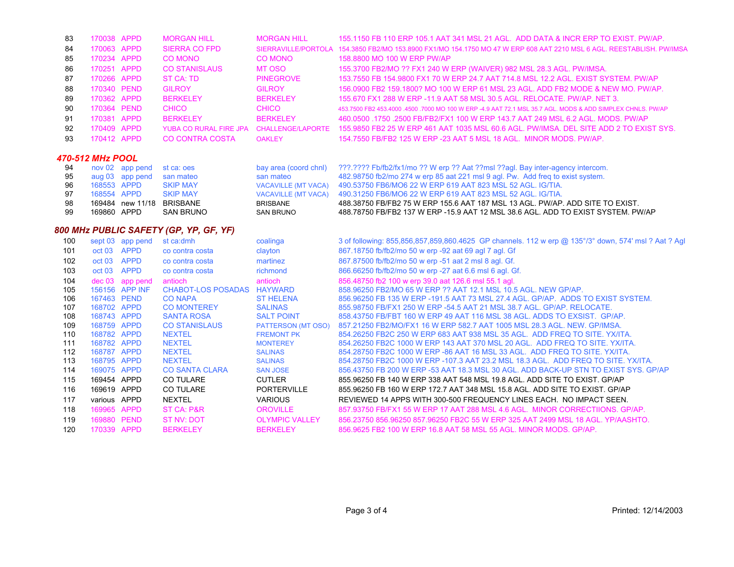| | | | | | |
|---|---|---|---|---|---|
| 83 | 170038 | APPD | MORGAN HILL | MORGAN HILL | 155.1150 FB 110 ERP 105.1 AAT 341 MSL 21 AGL. ADD DATA & INCR ERP TO EXIST. PW/AP. |
| 84 | 170063 | APPD | SIERRA CO FPD | SIERRAVILLE/PORTOLA | 154.3850 FB2/MO 153.8900 FX1/MO 154.1750 MO 47 W ERP 608 AAT 2210 MSL 6 AGL. REESTABLISH. PW/IMSA |
| 85 | 170234 | APPD | CO MONO | CO MONO | 158.8800 MO 100 W ERP PW/AP |
| 86 | 170251 | APPD | CO STANISLAUS | MT OSO | 155.3700 FB2/MO ?? FX1 240 W ERP (WAIVER) 982 MSL 28.3 AGL. PW/IMSA. |
| 87 | 170266 | APPD | ST CA: TD | PINEGROVE | 153.7550 FB 154.9800 FX1 70 W ERP 24.7 AAT 714.8 MSL 12.2 AGL. EXIST SYSTEM. PW/AP |
| 88 | 170340 | PEND | GILROY | GILROY | 156.0900 FB2 159.1800? MO 100 W ERP 61 MSL 23 AGL. ADD FB2 MODE & NEW MO. PW/AP. |
| 89 | 170362 | APPD | BERKELEY | BERKELEY | 155.670 FX1 288 W ERP -11.9 AAT 58 MSL 30.5 AGL. RELOCATE. PW/AP. NET 3. |
| 90 | 170364 | PEND | CHICO | CHICO | 453.7500 FB2 453.4000 .4500 .7000 MO 100 W ERP -4.9 AAT 72.1 MSL 35.7 AGL. MODS & ADD SIMPLEX CHNLS. PW/AP |
| 91 | 170381 | APPD | BERKELEY | BERKELEY | 460.0500 .1750 .2500 FB/FB2/FX1 100 W ERP 143.7 AAT 249 MSL 6.2 AGL. MODS. PW/AP |
| 92 | 170409 | APPD | YUBA CO RURAL FIRE JPA | CHALLENGE/LAPORTE | 155.9850 FB2 25 W ERP 461 AAT 1035 MSL 60.6 AGL. PW/IMSA. DEL SITE ADD 2 TO EXIST SYS. |
| 93 | 170412 | APPD | CO CONTRA COSTA | OAKLEY | 154.7550 FB/FB2 125 W ERP -23 AAT 5 MSL 18 AGL. MINOR MODS. PW/AP. |

### *470-512 MHz POOL*

| | | | | | |
|---|---|---|---|---|---|
| 94 | nov 02 | app pend | st ca: oes | bay area (coord chnl) | ???.???? Fb/fb2/fx1/mo ?? W erp ?? Aat ??msl ??agl. Bay inter-agency intercom. |
| 95 | aug 03 | app pend | san mateo | san mateo | 482.98750 fb2/mo 274 w erp 85 aat 221 msl 9 agl. Pw. Add freq to exist system. |
| 96 | 168553 | APPD | SKIP MAY | VACAVILLE (MT VACA) | 490.53750 FB6/MO6 22 W ERP 619 AAT 823 MSL 52 AGL. IG/TIA. |
| 97 | 168554 | APPD | SKIP MAY | VACAVILLE (MT VACA) | 490.31250 FB6/MO6 22 W ERP 619 AAT 823 MSL 52 AGL. IG/TIA. |
| 98 | 169484 | new 11/18 | BRISBANE | BRISBANE | 488.38750 FB/FB2 75 W ERP 155.6 AAT 187 MSL 13 AGL. PW/AP. ADD SITE TO EXIST. |
| 99 | 169860 | APPD | SAN BRUNO | SAN BRUNO | 488.78750 FB/FB2 137 W ERP -15.9 AAT 12 MSL 38.6 AGL. ADD TO EXIST SYSTEM. PW/AP |

### *800 MHz PUBLIC SAFETY (GP, YP, GF, YF)*

| | | | | | |
|---|---|---|---|---|---|
| 100 | sept 03 | app pend | st ca:dmh | coalinga | 3 of following: 855,856,857,859,860.4625 GP channels. 112 w erp @ 135°/3° down, 574' msl ? Aat ? Agl |
| 101 | oct 03 | APPD | co contra costa | clayton | 867.18750 fb/fb2/mo 50 w erp -92 aat 69 agl 7 agl. Gf |
| 102 | oct 03 | APPD | co contra costa | martinez | 867.87500 fb/fb2/mo 50 w erp -51 aat 2 msl 8 agl. Gf. |
| 103 | oct 03 | APPD | co contra costa | richmond | 866.66250 fb/fb2/mo 50 w erp -27 aat 6.6 msl 6 agl. Gf. |
| 104 | dec 03 | app pend | antioch | antioch | 856.48750 fb2 100 w erp 39.0 aat 126.6 msl 55.1 agl. |
| 105 | 156156 | APP INF | CHABOT-LOS POSADAS | HAYWARD | 858.96250 FB2/MO 65 W ERP ?? AAT 12.1 MSL 10.5 AGL. NEW GP/AP. |
| 106 | 167463 | PEND | CO NAPA | ST HELENA | 856.96250 FB 135 W ERP -191.5 AAT 73 MSL 27.4 AGL. GP/AP. ADDS TO EXIST SYSTEM. |
| 107 | 168702 | APPD | CO MONTEREY | SALINAS | 855.98750 FB/FX1 250 W ERP -54.5 AAT 21 MSL 38.7 AGL. GP/AP. RELOCATE. |
| 108 | 168743 | APPD | SANTA ROSA | SALT POINT | 858.43750 FB/FBT 160 W ERP 49 AAT 116 MSL 38 AGL. ADDS TO EXSIST. GP/AP. |
| 109 | 168759 | APPD | CO STANISLAUS | PATTERSON (MT OSO) | 857.21250 FB2/MO/FX1 16 W ERP 582.7 AAT 1005 MSL 28.3 AGL. NEW. GP/IMSA. |
| 110 | 168782 | APPD | NEXTEL | FREMONT PK | 854.26250 FB2C 250 W ERP 683 AAT 938 MSL 35 AGL. ADD FREQ TO SITE. YX/ITA. |
| 111 | 168782 | APPD | NEXTEL | MONTEREY | 854.26250 FB2C 1000 W ERP 143 AAT 370 MSL 20 AGL. ADD FREQ TO SITE. YX/ITA. |
| 112 | 168787 | APPD | NEXTEL | SALINAS | 854.28750 FB2C 1000 W ERP -86 AAT 16 MSL 33 AGL. ADD FREQ TO SITE. YX/ITA. |
| 113 | 168795 | APPD | NEXTEL | SALINAS | 854.28750 FB2C 1000 W ERP -107.3 AAT 23.2 MSL 18.3 AGL. ADD FREQ TO SITE. YX/ITA. |
| 114 | 169075 | APPD | CO SANTA CLARA | SAN JOSE | 856.43750 FB 200 W ERP -53 AAT 18.3 MSL 30 AGL. ADD BACK-UP STN TO EXIST SYS. GP/AP |
| 115 | 169454 | APPD | CO TULARE | CUTLER | 855.96250 FB 140 W ERP 338 AAT 548 MSL 19.8 AGL. ADD SITE TO EXIST. GP/AP |
| 116 | 169619 | APPD | CO TULARE | PORTERVILLE | 855.96250 FB 160 W ERP 172.7 AAT 348 MSL 15.8 AGL. ADD SITE TO EXIST. GP/AP |
| 117 | various | APPD | NEXTEL | VARIOUS | REVIEWED 14 APPS WITH 300-500 FREQUENCY LINES EACH. NO IMPACT SEEN. |
| 118 | 169965 | APPD | ST CA: P&R | OROVILLE | 857.93750 FB/FX1 55 W ERP 17 AAT 288 MSL 4.6 AGL. MINOR CORRECTIIONS. GP/AP. |
| 119 | 169880 | PEND | ST NV: DOT | OLYMPIC VALLEY | 856.23750 856.96250 857.96250 FB2C 55 W ERP 325 AAT 2499 MSL 18 AGL. YP/AASHTO. |
| 120 | 170339 | APPD | BERKELEY | BERKELEY | 856.9625 FB2 100 W ERP 16.8 AAT 58 MSL 55 AGL. MINOR MODS. GP/AP. |

Printed: 12/14/2003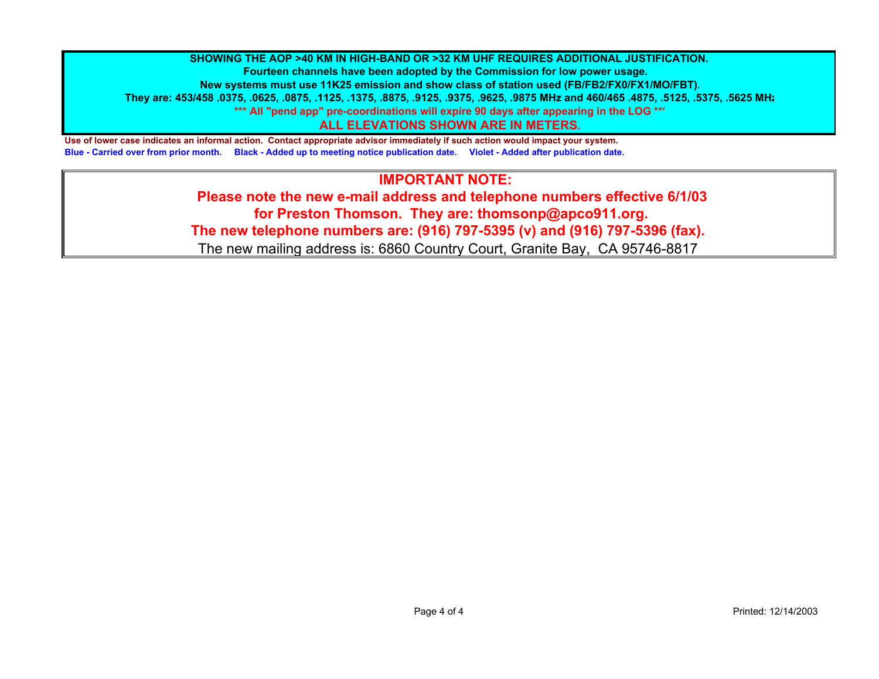**SHOWING THE AOP >40 KM IN HIGH-BAND OR >32 KM UHF REQUIRES ADDITIONAL JUSTIFICATION.**

**Fourteen channels have been adopted by the Commission for low power usage.**

**New systems must use 11K25 emission and show class of station used (FB/FB2/FX0/FX1/MO/FBT).**

**They are: 453/458 .0375, .0625, .0875, .1125, .1375, .8875, .9125, .9375, .9625, .9875 MHz and 460/465 .4875, .5125, .5375, .5625 MHz**

**\*\*\* All "pend app" pre-coordinations will expire 90 days after appearing in the LOG \*\*\***

**ALL ELEVATIONS SHOWN ARE IN METERS.**

**Use of lower case indicates an informal action. Contact appropriate advisor immediately if such action would impact your system.**

**Blue - Carried over from prior month. Black - Added up to meeting notice publication date. Violet - Added after publication date.**

## IMPORTANT NOTE:

**Please note the new e-mail address and telephone numbers effective 6/1/03 for Preston Thomson. They are: thomsonp@apco911.org.**

**The new telephone numbers are: (916) 797-5395 (v) and (916) 797-5396 (fax).**

The new mailing address is: 6860 Country Court, Granite Bay, CA 95746-8817

Printed: 12/14/2003